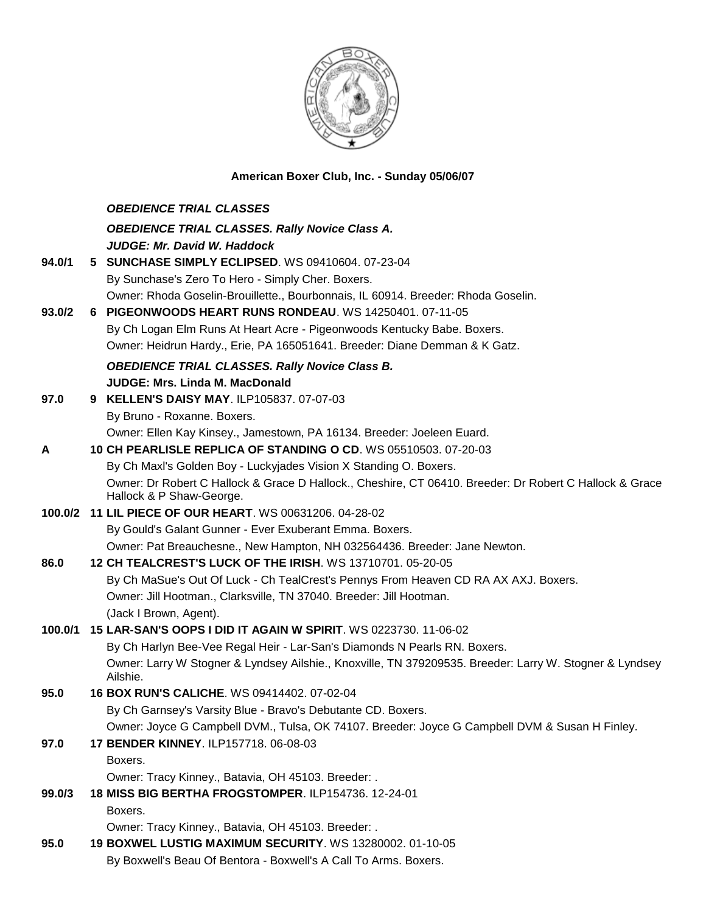**American Boxer Club, Inc. - Sunday 05/06/07**

***OBEDIENCE TRIAL CLASSES***

***OBEDIENCE TRIAL CLASSES. Rally Novice Class A.***

***JUDGE: Mr. David W. Haddock***

**94.0/1** **5 SUNCHASE SIMPLY ECLIPSED**. WS 09410604. 07-23-04
By Sunchase's Zero To Hero - Simply Cher. Boxers.
Owner: Rhoda Goselin-Brouillette., Bourbonnais, IL 60914. Breeder: Rhoda Goselin.

**93.0/2** **6 PIGEONWOODS HEART RUNS RONDEAU**. WS 14250401. 07-11-05
By Ch Logan Elm Runs At Heart Acre - Pigeonwoods Kentucky Babe. Boxers.
Owner: Heidrun Hardy., Erie, PA 165051641. Breeder: Diane Demman & K Gatz.

***OBEDIENCE TRIAL CLASSES. Rally Novice Class B.***

**JUDGE: Mrs. Linda M. MacDonald**

**97.0** **9 KELLEN'S DAISY MAY**. ILP105837. 07-07-03
By Bruno - Roxanne. Boxers.
Owner: Ellen Kay Kinsey., Jamestown, PA 16134. Breeder: Joeleen Euard.

**A** **10 CH PEARLISLE REPLICA OF STANDING O CD**. WS 05510503. 07-20-03
By Ch Maxl's Golden Boy - Luckyjades Vision X Standing O. Boxers.
Owner: Dr Robert C Hallock & Grace D Hallock., Cheshire, CT 06410. Breeder: Dr Robert C Hallock & Grace Hallock & P Shaw-George.

**100.0/2** **11 LIL PIECE OF OUR HEART**. WS 00631206. 04-28-02
By Gould's Galant Gunner - Ever Exuberant Emma. Boxers.
Owner: Pat Breauchesne., New Hampton, NH 032564436. Breeder: Jane Newton.

**86.0** **12 CH TEALCREST'S LUCK OF THE IRISH**. WS 13710701. 05-20-05
By Ch MaSue's Out Of Luck - Ch TealCrest's Pennys From Heaven CD RA AX AXJ. Boxers.
Owner: Jill Hootman., Clarksville, TN 37040. Breeder: Jill Hootman.
(Jack I Brown, Agent).

**100.0/1** **15 LAR-SAN'S OOPS I DID IT AGAIN W SPIRIT**. WS 0223730. 11-06-02
By Ch Harlyn Bee-Vee Regal Heir - Lar-San's Diamonds N Pearls RN. Boxers.
Owner: Larry W Stogner & Lyndsey Ailshie., Knoxville, TN 379209535. Breeder: Larry W. Stogner & Lyndsey Ailshie.

**95.0** **16 BOX RUN'S CALICHE**. WS 09414402. 07-02-04
By Ch Garnsey's Varsity Blue - Bravo's Debutante CD. Boxers.
Owner: Joyce G Campbell DVM., Tulsa, OK 74107. Breeder: Joyce G Campbell DVM & Susan H Finley.

**97.0** **17 BENDER KINNEY**. ILP157718. 06-08-03
Boxers.
Owner: Tracy Kinney., Batavia, OH 45103. Breeder: .

**99.0/3** **18 MISS BIG BERTHA FROGSTOMPER**. ILP154736. 12-24-01
Boxers.
Owner: Tracy Kinney., Batavia, OH 45103. Breeder: .

**95.0** **19 BOXWEL LUSTIG MAXIMUM SECURITY**. WS 13280002. 01-10-05
By Boxwell's Beau Of Bentora - Boxwell's A Call To Arms. Boxers.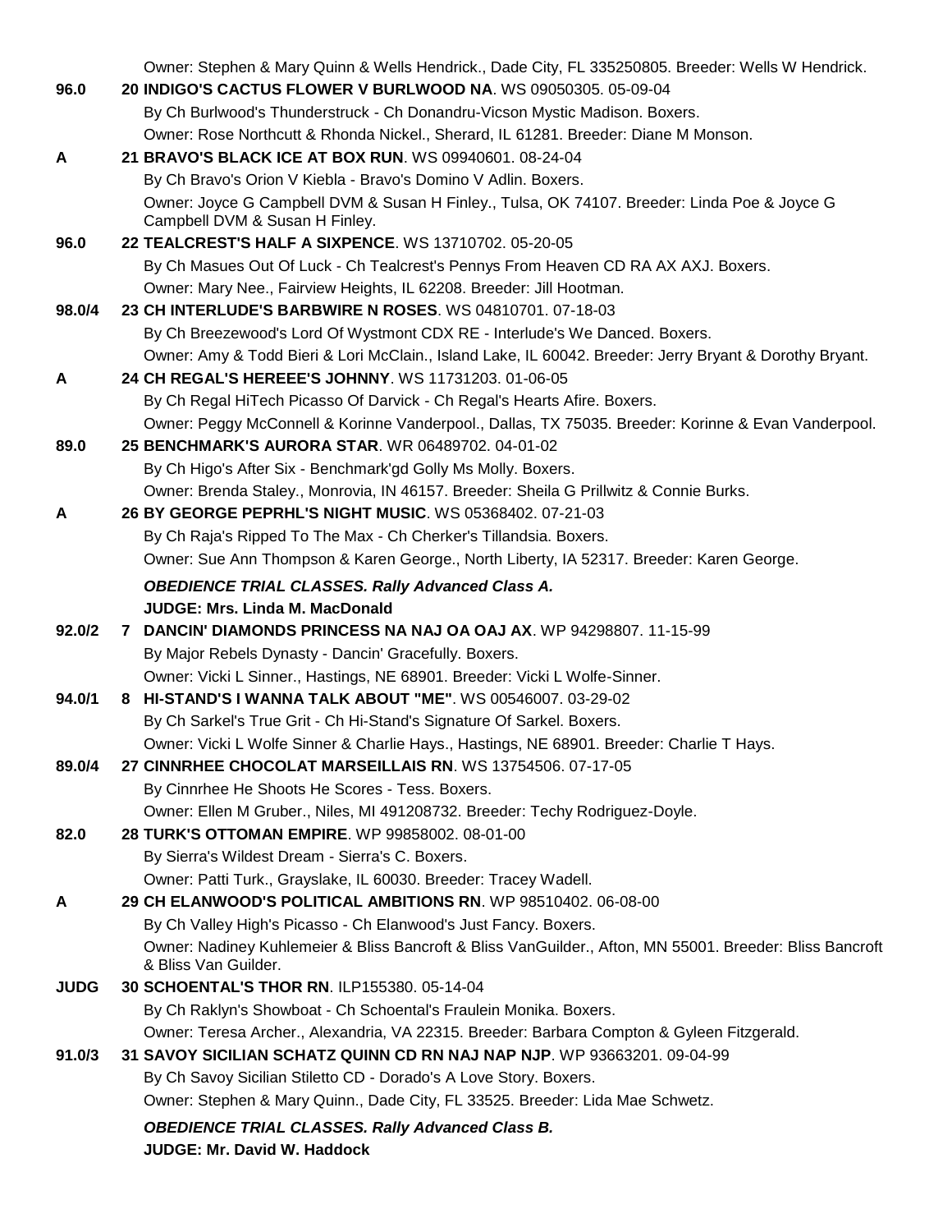Owner: Stephen & Mary Quinn & Wells Hendrick., Dade City, FL 335250805. Breeder: Wells W Hendrick.

**96.0** **20 INDIGO'S CACTUS FLOWER V BURLWOOD NA**. WS 09050305. 05-09-04
By Ch Burlwood's Thunderstruck - Ch Donandru-Vicson Mystic Madison. Boxers.
Owner: Rose Northcutt & Rhonda Nickel., Sherard, IL 61281. Breeder: Diane M Monson.

**A** **21 BRAVO'S BLACK ICE AT BOX RUN**. WS 09940601. 08-24-04
By Ch Bravo's Orion V Kiebla - Bravo's Domino V Adlin. Boxers.
Owner: Joyce G Campbell DVM & Susan H Finley., Tulsa, OK 74107. Breeder: Linda Poe & Joyce G Campbell DVM & Susan H Finley.

**96.0** **22 TEALCREST'S HALF A SIXPENCE**. WS 13710702. 05-20-05
By Ch Masues Out Of Luck - Ch Tealcrest's Pennys From Heaven CD RA AX AXJ. Boxers.
Owner: Mary Nee., Fairview Heights, IL 62208. Breeder: Jill Hootman.

**98.0/4** **23 CH INTERLUDE'S BARBWIRE N ROSES**. WS 04810701. 07-18-03
By Ch Breezewood's Lord Of Wystmont CDX RE - Interlude's We Danced. Boxers.
Owner: Amy & Todd Bieri & Lori McClain., Island Lake, IL 60042. Breeder: Jerry Bryant & Dorothy Bryant.

**A** **24 CH REGAL'S HEREEE'S JOHNNY**. WS 11731203. 01-06-05
By Ch Regal HiTech Picasso Of Darvick - Ch Regal's Hearts Afire. Boxers.
Owner: Peggy McConnell & Korinne Vanderpool., Dallas, TX 75035. Breeder: Korinne & Evan Vanderpool.

**89.0** **25 BENCHMARK'S AURORA STAR**. WR 06489702. 04-01-02
By Ch Higo's After Six - Benchmark'gd Golly Ms Molly. Boxers.
Owner: Brenda Staley., Monrovia, IN 46157. Breeder: Sheila G Prillwitz & Connie Burks.

**A** **26 BY GEORGE PEPRHL'S NIGHT MUSIC**. WS 05368402. 07-21-03
By Ch Raja's Ripped To The Max - Ch Cherker's Tillandsia. Boxers.
Owner: Sue Ann Thompson & Karen George., North Liberty, IA 52317. Breeder: Karen George.

***OBEDIENCE TRIAL CLASSES. Rally Advanced Class A.***
**JUDGE: Mrs. Linda M. MacDonald**

**92.0/2** **7 DANCIN' DIAMONDS PRINCESS NA NAJ OA OAJ AX**. WP 94298807. 11-15-99
By Major Rebels Dynasty - Dancin' Gracefully. Boxers.
Owner: Vicki L Sinner., Hastings, NE 68901. Breeder: Vicki L Wolfe-Sinner.

**94.0/1** **8 HI-STAND'S I WANNA TALK ABOUT "ME"**. WS 00546007. 03-29-02
By Ch Sarkel's True Grit - Ch Hi-Stand's Signature Of Sarkel. Boxers.
Owner: Vicki L Wolfe Sinner & Charlie Hays., Hastings, NE 68901. Breeder: Charlie T Hays.

**89.0/4** **27 CINNRHEE CHOCOLAT MARSEILLAIS RN**. WS 13754506. 07-17-05
By Cinnrhee He Shoots He Scores - Tess. Boxers.
Owner: Ellen M Gruber., Niles, MI 491208732. Breeder: Techy Rodriguez-Doyle.

**82.0** **28 TURK'S OTTOMAN EMPIRE**. WP 99858002. 08-01-00
By Sierra's Wildest Dream - Sierra's C. Boxers.
Owner: Patti Turk., Grayslake, IL 60030. Breeder: Tracey Wadell.

**A** **29 CH ELANWOOD'S POLITICAL AMBITIONS RN**. WP 98510402. 06-08-00
By Ch Valley High's Picasso - Ch Elanwood's Just Fancy. Boxers.
Owner: Nadiney Kuhlemeier & Bliss Bancroft & Bliss VanGuilder., Afton, MN 55001. Breeder: Bliss Bancroft & Bliss Van Guilder.

**JUDG** **30 SCHOENTAL'S THOR RN**. ILP155380. 05-14-04
By Ch Raklyn's Showboat - Ch Schoental's Fraulein Monika. Boxers.
Owner: Teresa Archer., Alexandria, VA 22315. Breeder: Barbara Compton & Gyleen Fitzgerald.

**91.0/3** **31 SAVOY SICILIAN SCHATZ QUINN CD RN NAJ NAP NJP**. WP 93663201. 09-04-99
By Ch Savoy Sicilian Stiletto CD - Dorado's A Love Story. Boxers.
Owner: Stephen & Mary Quinn., Dade City, FL 33525. Breeder: Lida Mae Schwetz.

***OBEDIENCE TRIAL CLASSES. Rally Advanced Class B.***
**JUDGE: Mr. David W. Haddock**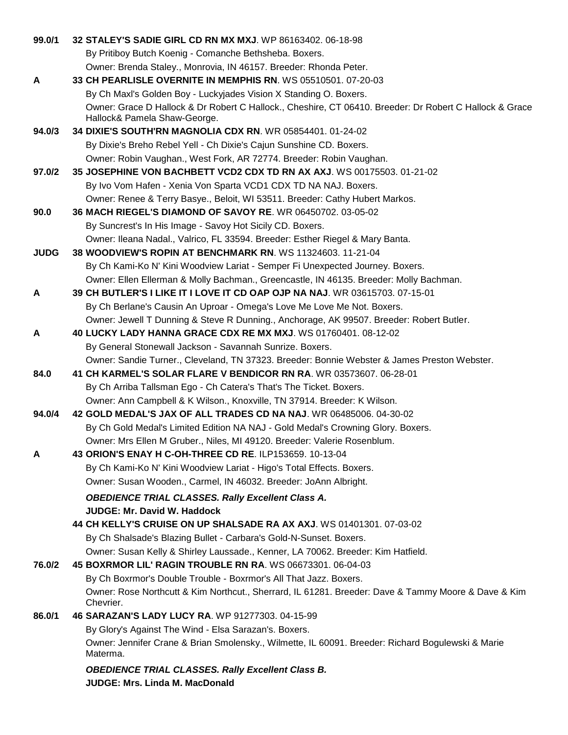**99.0/1** **32 STALEY'S SADIE GIRL CD RN MX MXJ**. WP 86163402. 06-18-98
By Pritiboy Butch Koenig - Comanche Bethsheba. Boxers.
Owner: Brenda Staley., Monrovia, IN 46157. Breeder: Rhonda Peter.

**A** **33 CH PEARLISLE OVERNITE IN MEMPHIS RN**. WS 05510501. 07-20-03
By Ch Maxl's Golden Boy - Luckyjades Vision X Standing O. Boxers.
Owner: Grace D Hallock & Dr Robert C Hallock., Cheshire, CT 06410. Breeder: Dr Robert C Hallock & Grace Hallock& Pamela Shaw-George.

**94.0/3** **34 DIXIE'S SOUTH'RN MAGNOLIA CDX RN**. WR 05854401. 01-24-02
By Dixie's Breho Rebel Yell - Ch Dixie's Cajun Sunshine CD. Boxers.
Owner: Robin Vaughan., West Fork, AR 72774. Breeder: Robin Vaughan.

**97.0/2** **35 JOSEPHINE VON BACHBETT VCD2 CDX TD RN AX AXJ**. WS 00175503. 01-21-02
By Ivo Vom Hafen - Xenia Von Sparta VCD1 CDX TD NA NAJ. Boxers.
Owner: Renee & Terry Basye., Beloit, WI 53511. Breeder: Cathy Hubert Markos.

**90.0** **36 MACH RIEGEL'S DIAMOND OF SAVOY RE**. WR 06450702. 03-05-02
By Suncrest's In His Image - Savoy Hot Sicily CD. Boxers.
Owner: Ileana Nadal., Valrico, FL 33594. Breeder: Esther Riegel & Mary Banta.

**JUDG** **38 WOODVIEW'S ROPIN AT BENCHMARK RN**. WS 11324603. 11-21-04
By Ch Kami-Ko N' Kini Woodview Lariat - Semper Fi Unexpected Journey. Boxers.
Owner: Ellen Ellerman & Molly Bachman., Greencastle, IN 46135. Breeder: Molly Bachman.

**A** **39 CH BUTLER'S I LIKE IT I LOVE IT CD OAP OJP NA NAJ**. WR 03615703. 07-15-01
By Ch Berlane's Causin An Uproar - Omega's Love Me Love Me Not. Boxers.
Owner: Jewell T Dunning & Steve R Dunning., Anchorage, AK 99507. Breeder: Robert Butler.

**A** **40 LUCKY LADY HANNA GRACE CDX RE MX MXJ**. WS 01760401. 08-12-02
By General Stonewall Jackson - Savannah Sunrize. Boxers.
Owner: Sandie Turner., Cleveland, TN 37323. Breeder: Bonnie Webster & James Preston Webster.

**84.0** **41 CH KARMEL'S SOLAR FLARE V BENDICOR RN RA**. WR 03573607. 06-28-01
By Ch Arriba Tallsman Ego - Ch Catera's That's The Ticket. Boxers.
Owner: Ann Campbell & K Wilson., Knoxville, TN 37914. Breeder: K Wilson.

**94.0/4** **42 GOLD MEDAL'S JAX OF ALL TRADES CD NA NAJ**. WR 06485006. 04-30-02
By Ch Gold Medal's Limited Edition NA NAJ - Gold Medal's Crowning Glory. Boxers.
Owner: Mrs Ellen M Gruber., Niles, MI 49120. Breeder: Valerie Rosenblum.

**A** **43 ORION'S ENAY H C-OH-THREE CD RE**. ILP153659. 10-13-04
By Ch Kami-Ko N' Kini Woodview Lariat - Higo's Total Effects. Boxers.
Owner: Susan Wooden., Carmel, IN 46032. Breeder: JoAnn Albright.

***OBEDIENCE TRIAL CLASSES. Rally Excellent Class A.***
**JUDGE: Mr. David W. Haddock**

**44 CH KELLY'S CRUISE ON UP SHALSADE RA AX AXJ**. WS 01401301. 07-03-02
By Ch Shalsade's Blazing Bullet - Carbara's Gold-N-Sunset. Boxers.
Owner: Susan Kelly & Shirley Laussade., Kenner, LA 70062. Breeder: Kim Hatfield.

**76.0/2** **45 BOXRMOR LIL' RAGIN TROUBLE RN RA**. WS 06673301. 06-04-03
By Ch Boxrmor's Double Trouble - Boxrmor's All That Jazz. Boxers.
Owner: Rose Northcutt & Kim Northcut., Sherrard, IL 61281. Breeder: Dave & Tammy Moore & Dave & Kim Chevrier.

**86.0/1** **46 SARAZAN'S LADY LUCY RA**. WP 91277303. 04-15-99
By Glory's Against The Wind - Elsa Sarazan's. Boxers.
Owner: Jennifer Crane & Brian Smolensky., Wilmette, IL 60091. Breeder: Richard Bogulewski & Marie Materma.

***OBEDIENCE TRIAL CLASSES. Rally Excellent Class B.***
**JUDGE: Mrs. Linda M. MacDonald**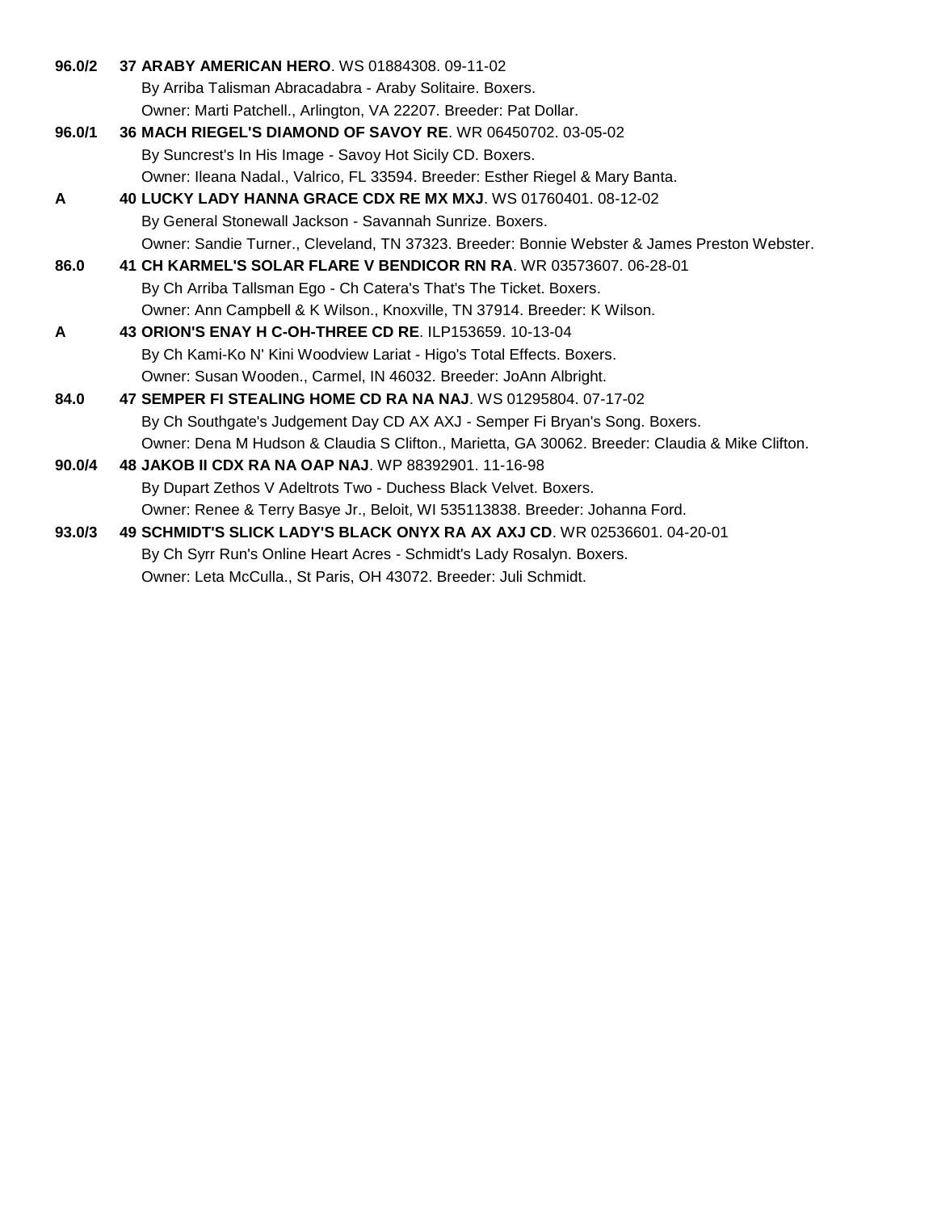**96.0/2** **37 ARABY AMERICAN HERO**. WS 01884308. 09-11-02
By Arriba Talisman Abracadabra - Araby Solitaire. Boxers.
Owner: Marti Patchell., Arlington, VA 22207. Breeder: Pat Dollar.

**96.0/1** **36 MACH RIEGEL'S DIAMOND OF SAVOY RE**. WR 06450702. 03-05-02
By Suncrest's In His Image - Savoy Hot Sicily CD. Boxers.
Owner: Ileana Nadal., Valrico, FL 33594. Breeder: Esther Riegel & Mary Banta.

**A** **40 LUCKY LADY HANNA GRACE CDX RE MX MXJ**. WS 01760401. 08-12-02
By General Stonewall Jackson - Savannah Sunrize. Boxers.
Owner: Sandie Turner., Cleveland, TN 37323. Breeder: Bonnie Webster & James Preston Webster.

**86.0** **41 CH KARMEL'S SOLAR FLARE V BENDICOR RN RA**. WR 03573607. 06-28-01
By Ch Arriba Tallsman Ego - Ch Catera's That's The Ticket. Boxers.
Owner: Ann Campbell & K Wilson., Knoxville, TN 37914. Breeder: K Wilson.

**A** **43 ORION'S ENAY H C-OH-THREE CD RE**. ILP153659. 10-13-04
By Ch Kami-Ko N' Kini Woodview Lariat - Higo's Total Effects. Boxers.
Owner: Susan Wooden., Carmel, IN 46032. Breeder: JoAnn Albright.

**84.0** **47 SEMPER FI STEALING HOME CD RA NA NAJ**. WS 01295804. 07-17-02
By Ch Southgate's Judgement Day CD AX AXJ - Semper Fi Bryan's Song. Boxers.
Owner: Dena M Hudson & Claudia S Clifton., Marietta, GA 30062. Breeder: Claudia & Mike Clifton.

**90.0/4** **48 JAKOB II CDX RA NA OAP NAJ**. WP 88392901. 11-16-98
By Dupart Zethos V Adeltrots Two - Duchess Black Velvet. Boxers.
Owner: Renee & Terry Basye Jr., Beloit, WI 535113838. Breeder: Johanna Ford.

**93.0/3** **49 SCHMIDT'S SLICK LADY'S BLACK ONYX RA AX AXJ CD**. WR 02536601. 04-20-01
By Ch Syrr Run's Online Heart Acres - Schmidt's Lady Rosalyn. Boxers.
Owner: Leta McCulla., St Paris, OH 43072. Breeder: Juli Schmidt.